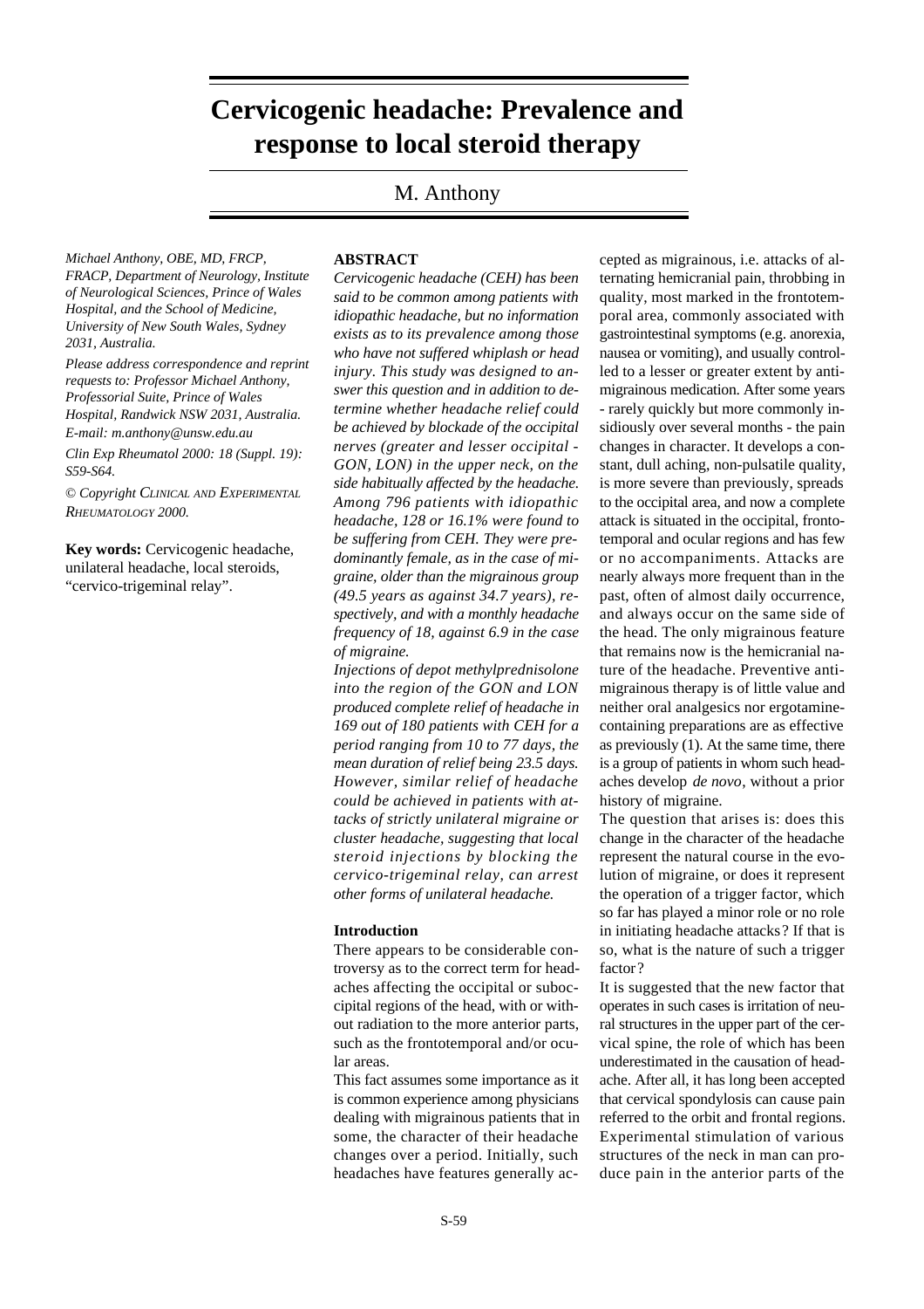# Cervicogenic headache: Prevalence and response to local steroid therapy

M. Anthony

*Michael Anthony, OBE, MD, FRCP, FRACP, Department of Neurology, Institute of Neurological Sciences, Prince of Wales Hospital, and the School of Medicine, University of New South Wales, Sydney 2031, Australia.*

*Please address correspondence and reprint requests to: Professor Michael Anthony, Professorial Suite, Prince of Wales Hospital, Randwick NSW 2031, Australia. E-mail: m.anthony@unsw.edu.au*

*Clin Exp Rheumatol 2000: 18 (Suppl. 19): S59-S64.*

*© Copyright CLINICAL AND EXPERIMENTAL RHEUMATOLOGY 2000.*

**Key words:** Cervicogenic headache, unilateral headache, local steroids, "cervico-trigeminal relay".

## ABSTRACT

*Cervicogenic headache (CEH) has been said to be common among patients with idiopathic headache, but no information exists as to its prevalence among those who have not suffered whiplash or head injury. This study was designed to answer this question and in addition to determine whether headache relief could be achieved by blockade of the occipital nerves (greater and lesser occipital - GON, LON) in the upper neck, on the side habitually affected by the headache. Among 796 patients with idiopathic headache, 128 or 16.1% were found to be suffering from CEH. They were predominantly female, as in the case of migraine, older than the migrainous group (49.5 years as against 34.7 years), respectively, and with a monthly headache frequency of 18, against 6.9 in the case of migraine.*

*Injections of depot methylprednisolone into the region of the GON and LON produced complete relief of headache in 169 out of 180 patients with CEH for a period ranging from 10 to 77 days, the mean duration of relief being 23.5 days. However, similar relief of headache could be achieved in patients with attacks of strictly unilateral migraine or cluster headache, suggesting that local steroid injections by blocking the cervico-trigeminal relay, can arrest other forms of unilateral headache.*

## Introduction

There appears to be considerable controversy as to the correct term for headaches affecting the occipital or suboccipital regions of the head, with or without radiation to the more anterior parts, such as the frontotemporal and/or ocular areas.

This fact assumes some importance as it is common experience among physicians dealing with migrainous patients that in some, the character of their headache changes over a period. Initially, such headaches have features generally accepted as migrainous, i.e. attacks of alternating hemicranial pain, throbbing in quality, most marked in the frontotemporal area, commonly associated with gastrointestinal symptoms (e.g. anorexia, nausea or vomiting), and usually controlled to a lesser or greater extent by antimigrainous medication. After some years - rarely quickly but more commonly insidiously over several months - the pain changes in character. It develops a constant, dull aching, non-pulsatile quality, is more severe than previously, spreads to the occipital area, and now a complete attack is situated in the occipital, frontotemporal and ocular regions and has few or no accompaniments. Attacks are nearly always more frequent than in the past, often of almost daily occurrence, and always occur on the same side of the head. The only migrainous feature that remains now is the hemicranial nature of the headache. Preventive antimigrainous therapy is of little value and neither oral analgesics nor ergotamine-containing preparations are as effective as previously (1). At the same time, there is a group of patients in whom such headaches develop *de novo*, without a prior history of migraine.

The question that arises is: does this change in the character of the headache represent the natural course in the evolution of migraine, or does it represent the operation of a trigger factor, which so far has played a minor role or no role in initiating headache attacks? If that is so, what is the nature of such a trigger factor?

It is suggested that the new factor that operates in such cases is irritation of neural structures in the upper part of the cervical spine, the role of which has been underestimated in the causation of headache. After all, it has long been accepted that cervical spondylosis can cause pain referred to the orbit and frontal regions. Experimental stimulation of various structures of the neck in man can produce pain in the anterior parts of the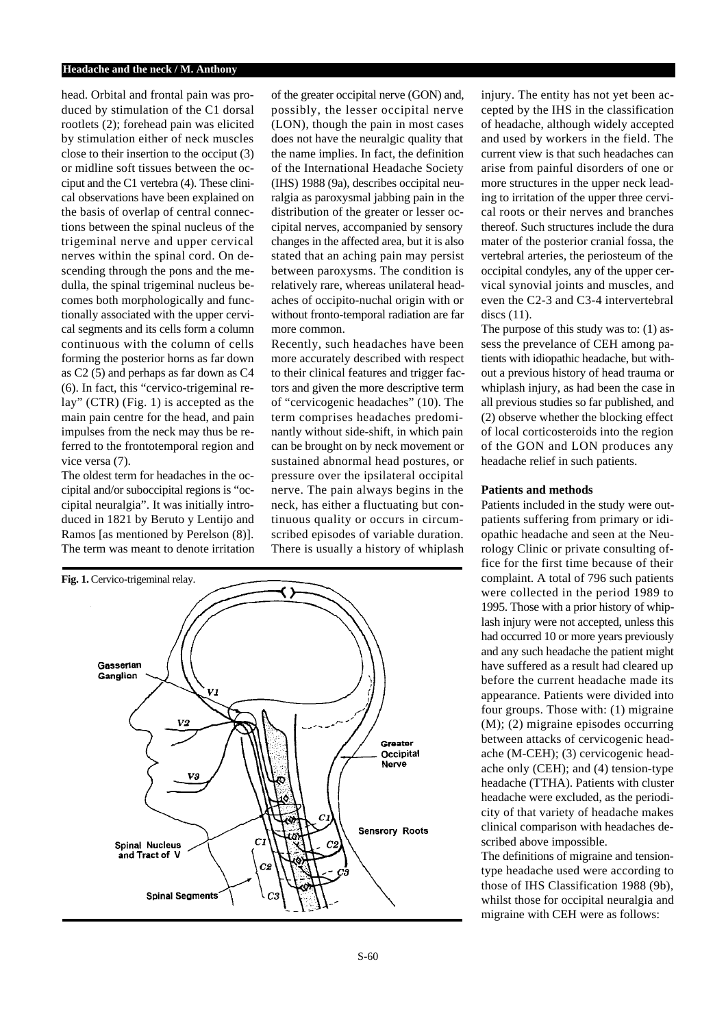head. Orbital and frontal pain was produced by stimulation of the C1 dorsal rootlets (2); forehead pain was elicited by stimulation either of neck muscles close to their insertion to the occiput (3) or midline soft tissues between the occiput and the C1 vertebra (4). These clinical observations have been explained on the basis of overlap of central connections between the spinal nucleus of the trigeminal nerve and upper cervical nerves within the spinal cord. On descending through the pons and the medulla, the spinal trigeminal nucleus becomes both morphologically and functionally associated with the upper cervical segments and its cells form a column continuous with the column of cells forming the posterior horns as far down as C2 (5) and perhaps as far down as C4 (6). In fact, this "cervico-trigeminal relay" (CTR) (Fig. 1) is accepted as the main pain centre for the head, and pain impulses from the neck may thus be referred to the frontotemporal region and vice versa (7).

The oldest term for headaches in the occipital and/or suboccipital regions is "occipital neuralgia". It was initially introduced in 1821 by Beruto y Lentijo and Ramos [as mentioned by Perelson (8)]. The term was meant to denote irritation of the greater occipital nerve (GON) and, possibly, the lesser occipital nerve (LON), though the pain in most cases does not have the neuralgic quality that the name implies. In fact, the definition of the International Headache Society (IHS) 1988 (9a), describes occipital neuralgia as paroxysmal jabbing pain in the distribution of the greater or lesser occipital nerves, accompanied by sensory changes in the affected area, but it is also stated that an aching pain may persist between paroxysms. The condition is relatively rare, whereas unilateral headaches of occipito-nuchal origin with or without fronto-temporal radiation are far more common.

Recently, such headaches have been more accurately described with respect to their clinical features and trigger factors and given the more descriptive term of "cervicogenic headaches" (10). The term comprises headaches predominantly without side-shift, in which pain can be brought on by neck movement or sustained abnormal head postures, or pressure over the ipsilateral occipital nerve. The pain always begins in the neck, has either a fluctuating but continuous quality or occurs in circumscribed episodes of variable duration. There is usually a history of whiplash injury. The entity has not yet been accepted by the IHS in the classification of headache, although widely accepted and used by workers in the field. The current view is that such headaches can arise from painful disorders of one or more structures in the upper neck leading to irritation of the upper three cervical roots or their nerves and branches thereof. Such structures include the dura mater of the posterior cranial fossa, the vertebral arteries, the periosteum of the occipital condyles, any of the upper cervical synovial joints and muscles, and even the C2-3 and C3-4 intervertebral discs (11).

**Fig. 1.** Cervico-trigeminal relay.

The purpose of this study was to: (1) assess the prevelance of CEH among patients with idiopathic headache, but without a previous history of head trauma or whiplash injury, as had been the case in all previous studies so far published, and (2) observe whether the blocking effect of local corticosteroids into the region of the GON and LON produces any headache relief in such patients.

## Patients and methods

Patients included in the study were outpatients suffering from primary or idiopathic headache and seen at the Neurology Clinic or private consulting office for the first time because of their complaint. A total of 796 such patients were collected in the period 1989 to 1995. Those with a prior history of whiplash injury were not accepted, unless this had occurred 10 or more years previously and any such headache the patient might have suffered as a result had cleared up before the current headache made its appearance. Patients were divided into four groups. Those with: (1) migraine (M); (2) migraine episodes occurring between attacks of cervicogenic headache (M-CEH); (3) cervicogenic headache only (CEH); and (4) tension-type headache (TTHA). Patients with cluster headache were excluded, as the periodicity of that variety of headache makes clinical comparison with headaches described above impossible.

The definitions of migraine and tension-type headache used were according to those of IHS Classification 1988 (9b), whilst those for occipital neuralgia and migraine with CEH were as follows: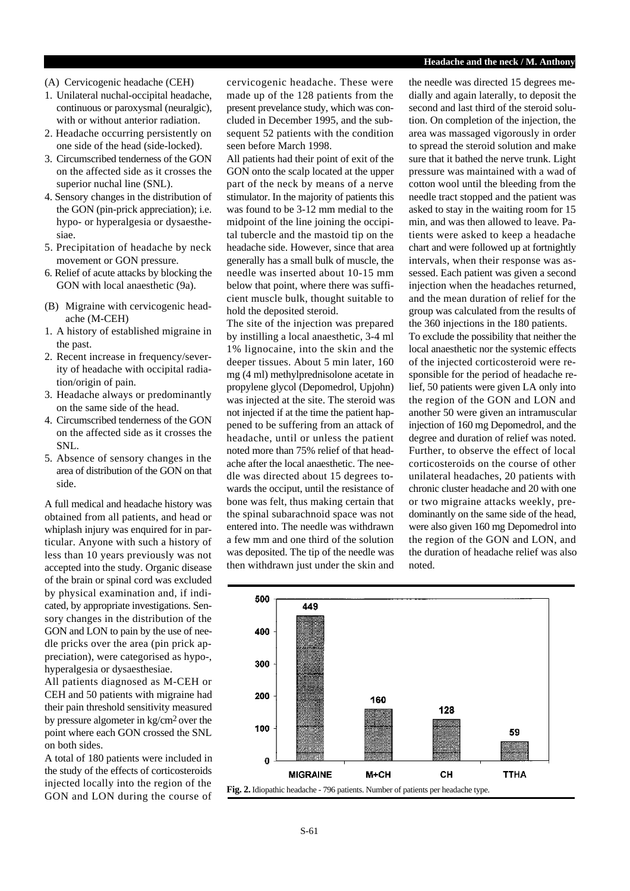(A) Cervicogenic headache (CEH)

1. Unilateral nuchal-occipital headache, continuous or paroxysmal (neuralgic), with or without anterior radiation.
2. Headache occurring persistently on one side of the head (side-locked).
3. Circumscribed tenderness of the GON on the affected side as it crosses the superior nuchal line (SNL).
4. Sensory changes in the distribution of the GON (pin-prick appreciation); i.e. hypo- or hyperalgesia or dysaesthesiae.
5. Precipitation of headache by neck movement or GON pressure.
6. Relief of acute attacks by blocking the GON with local anaesthetic (9a).

(B) Migraine with cervicogenic headache (M-CEH)

1. A history of established migraine in the past.
2. Recent increase in frequency/severity of headache with occipital radiation/origin of pain.
3. Headache always or predominantly on the same side of the head.
4. Circumscribed tenderness of the GON on the affected side as it crosses the SNL.
5. Absence of sensory changes in the area of distribution of the GON on that side.

A full medical and headache history was obtained from all patients, and head or whiplash injury was enquired for in particular. Anyone with such a history of less than 10 years previously was not accepted into the study. Organic disease of the brain or spinal cord was excluded by physical examination and, if indicated, by appropriate investigations. Sensory changes in the distribution of the GON and LON to pain by the use of needle pricks over the area (pin prick appreciation), were categorised as hypo-, hyperalgesia or dysaesthesiae.

All patients diagnosed as M-CEH or CEH and 50 patients with migraine had their pain threshold sensitivity measured by pressure algometer in kg/cm$^2$ over the point where each GON crossed the SNL on both sides.

A total of 180 patients were included in the study of the effects of corticosteroids injected locally into the region of the GON and LON during the course of cervicogenic headache. These were made up of the 128 patients from the present prevelance study, which was concluded in December 1995, and the subsequent 52 patients with the condition seen before March 1998.

All patients had their point of exit of the GON onto the scalp located at the upper part of the neck by means of a nerve stimulator. In the majority of patients this was found to be 3-12 mm medial to the midpoint of the line joining the occipital tubercle and the mastoid tip on the headache side. However, since that area generally has a small bulk of muscle, the needle was inserted about 10-15 mm below that point, where there was sufficient muscle bulk, thought suitable to hold the deposited steroid.

The site of the injection was prepared by instilling a local anaesthetic, 3-4 ml 1% lignocaine, into the skin and the deeper tissues. About 5 min later, 160 mg (4 ml) methylprednisolone acetate in propylene glycol (Depomedrol, Upjohn) was injected at the site. The steroid was not injected if at the time the patient happened to be suffering from an attack of headache, until or unless the patient noted more than 75% relief of that headache after the local anaesthetic. The needle was directed about 15 degrees towards the occiput, until the resistance of bone was felt, thus making certain that the spinal subarachnoid space was not entered into. The needle was withdrawn a few mm and one third of the solution was deposited. The tip of the needle was then withdrawn just under the skin and the needle was directed 15 degrees medially and again laterally, to deposit the second and last third of the steroid solution. On completion of the injection, the area was massaged vigorously in order to spread the steroid solution and make sure that it bathed the nerve trunk. Light pressure was maintained with a wad of cotton wool until the bleeding from the needle tract stopped and the patient was asked to stay in the waiting room for 15 min, and was then allowed to leave. Patients were asked to keep a headache chart and were followed up at fortnightly intervals, when their response was assessed. Each patient was given a second injection when the headaches returned, and the mean duration of relief for the group was calculated from the results of the 360 injections in the 180 patients.

To exclude the possibility that neither the local anaesthetic nor the systemic effects of the injected corticosteroid were responsible for the period of headache relief, 50 patients were given LA only into the region of the GON and LON and another 50 were given an intramuscular injection of 160 mg Depomedrol, and the degree and duration of relief was noted. Further, to observe the effect of local corticosteroids on the course of other unilateral headaches, 20 patients with chronic cluster headache and 20 with one or two migraine attacks weekly, predominantly on the same side of the head, were also given 160 mg Depomedrol into the region of the GON and LON, and the duration of headache relief was also noted.

| Headache type | Number of patients |
|---|---|
| MIGRAINE | 449 |
| M+CH | 160 |
| CH | 128 |
| TTHA | 59 |

**Fig. 2.** Idiopathic headache - 796 patients. Number of patients per headache type.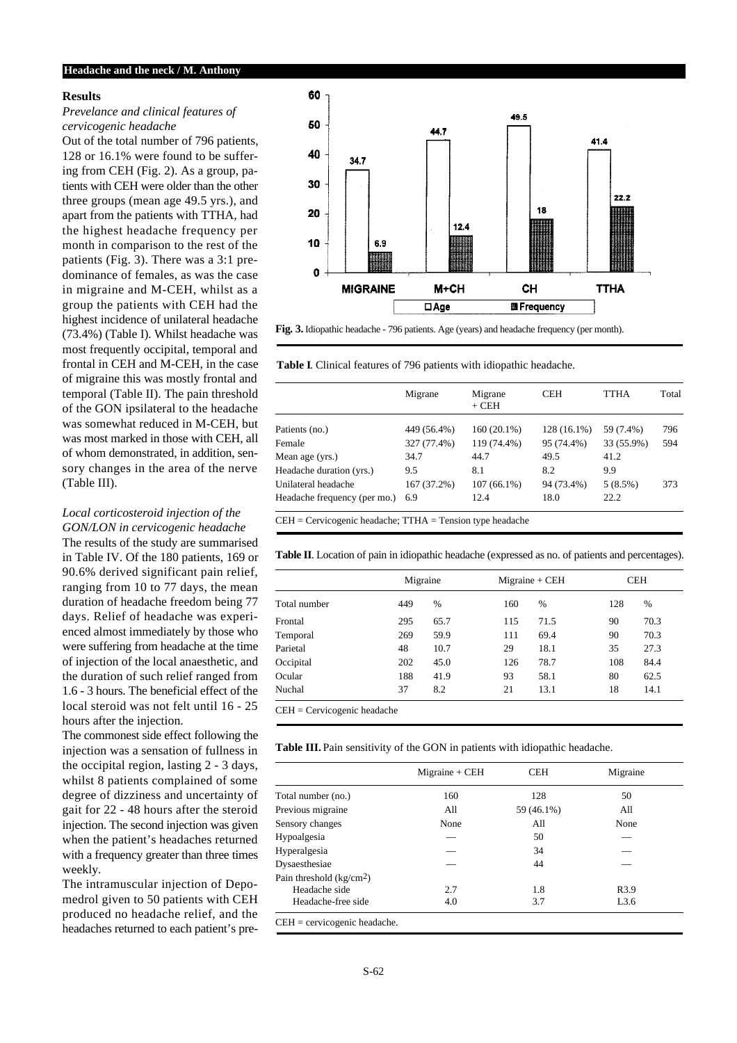## Results

### *Prevelance and clinical features of cervicogenic headache*

Out of the total number of 796 patients, 128 or 16.1% were found to be suffering from CEH (Fig. 2). As a group, patients with CEH were older than the other three groups (mean age 49.5 yrs.), and apart from the patients with TTHA, had the highest headache frequency per month in comparison to the rest of the patients (Fig. 3). There was a 3:1 predominance of females, as was the case in migraine and M-CEH, whilst as a group the patients with CEH had the highest incidence of unilateral headache (73.4%) (Table I). Whilst headache was most frequently occipital, temporal and frontal in CEH and M-CEH, in the case of migraine this was mostly frontal and temporal (Table II). The pain threshold of the GON ipsilateral to the headache was somewhat reduced in M-CEH, but was most marked in those with CEH, all of whom demonstrated, in addition, sensory changes in the area of the nerve (Table III).

### *Local corticosteroid injection of the GON/LON in cervicogenic headache*

The results of the study are summarised in Table IV. Of the 180 patients, 169 or 90.6% derived significant pain relief, ranging from 10 to 77 days, the mean duration of headache freedom being 77 days. Relief of headache was experienced almost immediately by those who were suffering from headache at the time of injection of the local anaesthetic, and the duration of such relief ranged from 1.6 - 3 hours. The beneficial effect of the local steroid was not felt until 16 - 25 hours after the injection.

The commonest side effect following the injection was a sensation of fullness in the occipital region, lasting 2 - 3 days, whilst 8 patients complained of some degree of dizziness and uncertainty of gait for 22 - 48 hours after the steroid injection. The second injection was given when the patient's headaches returned with a frequency greater than three times weekly.

The intramuscular injection of Depomedrol given to 50 patients with CEH produced no headache relief, and the headaches returned to each patient's pre-

| | MIGRAINE | M+CH | CH | TTHA |
|---|---|---|---|---|
| Age | 34.7 | 44.7 | 49.5 | 41.4 |
| Frequency | 6.9 | 12.4 | 18 | 22.2 |

**Fig. 3.** Idiopathic headache - 796 patients. Age (years) and headache frequency (per month).

**Table I**. Clinical features of 796 patients with idiopathic headache.

| | Migrane | Migrane + CEH | CEH | TTHA | Total |
|---|---|---|---|---|---|
| Patients (no.) | 449 (56.4%) | 160 (20.1%) | 128 (16.1%) | 59 (7.4%) | 796 |
| Female | 327 (77.4%) | 119 (74.4%) | 95 (74.4%) | 33 (55.9%) | 594 |
| Mean age (yrs.) | 34.7 | 44.7 | 49.5 | 41.2 | |
| Headache duration (yrs.) | 9.5 | 8.1 | 8.2 | 9.9 | |
| Unilateral headache | 167 (37.2%) | 107 (66.1%) | 94 (73.4%) | 5 (8.5%) | 373 |
| Headache frequency (per mo.) | 6.9 | 12.4 | 18.0 | 22.2 | |

CEH = Cervicogenic headache; TTHA = Tension type headache

**Table II**. Location of pain in idiopathic headache (expressed as no. of patients and percentages).

| | Migraine | | Migraine + CEH | | CEH | |
|---|---|---|---|---|---|---|
| Total number | 449 | % | 160 | % | 128 | % |
| Frontal | 295 | 65.7 | 115 | 71.5 | 90 | 70.3 |
| Temporal | 269 | 59.9 | 111 | 69.4 | 90 | 70.3 |
| Parietal | 48 | 10.7 | 29 | 18.1 | 35 | 27.3 |
| Occipital | 202 | 45.0 | 126 | 78.7 | 108 | 84.4 |
| Ocular | 188 | 41.9 | 93 | 58.1 | 80 | 62.5 |
| Nuchal | 37 | 8.2 | 21 | 13.1 | 18 | 14.1 |

CEH = Cervicogenic headache

**Table III.** Pain sensitivity of the GON in patients with idiopathic headache.

| | Migraine + CEH | CEH | Migraine |
|---|---|---|---|
| Total number (no.) | 160 | 128 | 50 |
| Previous migraine | All | 59 (46.1%) | All |
| Sensory changes | None | All | None |
| Hypoalgesia | — | 50 | — |
| Hyperalgesia | — | 34 | — |
| Dysaesthesiae | — | 44 | — |
| Pain threshold (kg/cm$^2$) | | | |
| Headache side | 2.7 | 1.8 | R3.9 |
| Headache-free side | 4.0 | 3.7 | L3.6 |

CEH = cervicogenic headache.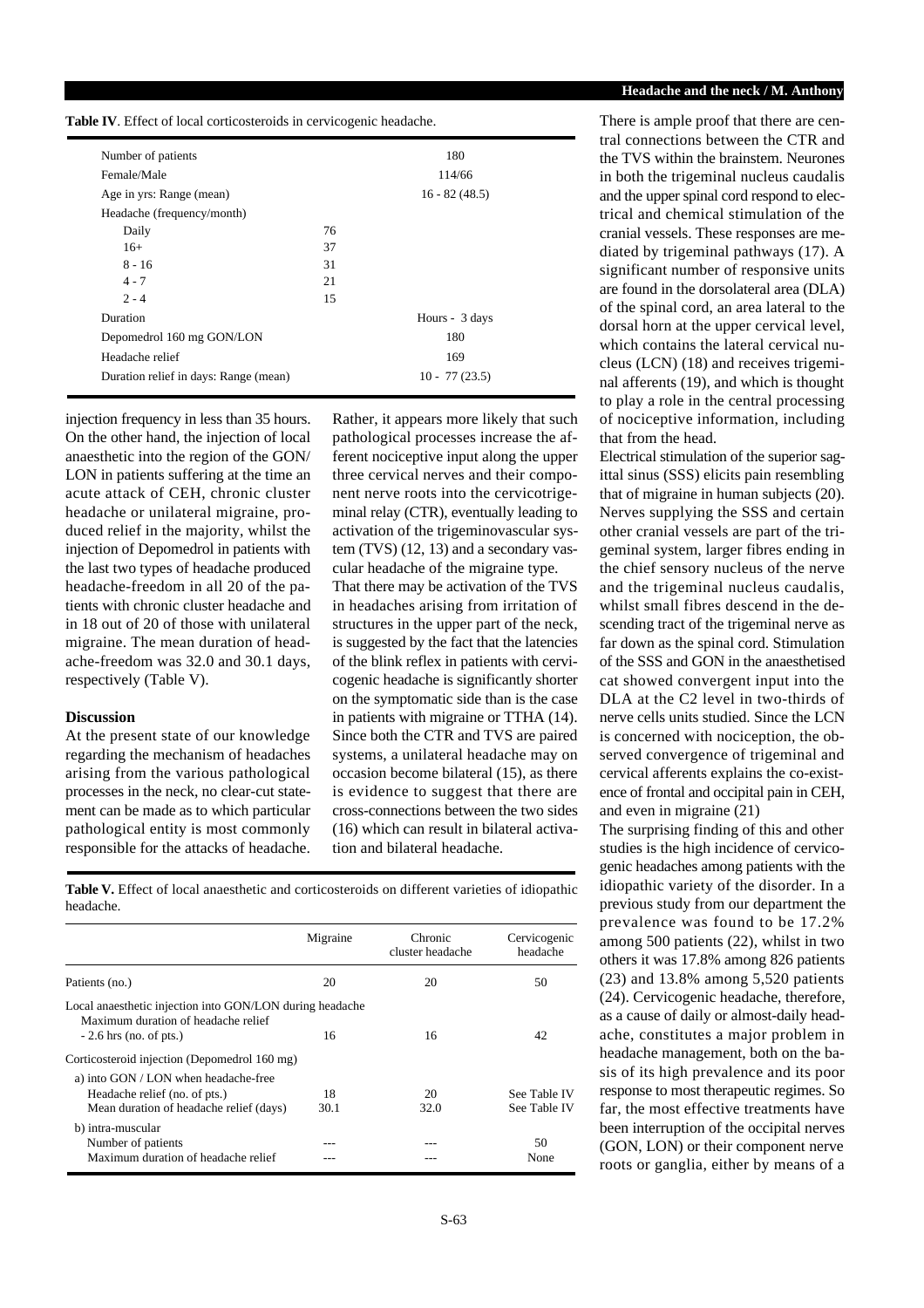**Table IV**. Effect of local corticosteroids in cervicogenic headache.

| | | |
|---|---|---|
| Number of patients | | 180 |
| Female/Male | | 114/66 |
| Age in yrs: Range (mean) | | 16 - 82 (48.5) |
| Headache (frequency/month) | | |
| Daily | 76 | |
| 16+ | 37 | |
| 8 - 16 | 31 | |
| 4 - 7 | 21 | |
| 2 - 4 | 15 | |
| Duration | | Hours - 3 days |
| Depomedrol 160 mg GON/LON | | 180 |
| Headache relief | | 169 |
| Duration relief in days: Range (mean) | | 10 - 77 (23.5) |

injection frequency in less than 35 hours. On the other hand, the injection of local anaesthetic into the region of the GON/LON in patients suffering at the time an acute attack of CEH, chronic cluster headache or unilateral migraine, produced relief in the majority, whilst the injection of Depomedrol in patients with the last two types of headache produced headache-freedom in all 20 of the patients with chronic cluster headache and in 18 out of 20 of those with unilateral migraine. The mean duration of headache-freedom was 32.0 and 30.1 days, respectively (Table V).

## Discussion

At the present state of our knowledge regarding the mechanism of headaches arising from the various pathological processes in the neck, no clear-cut statement can be made as to which particular pathological entity is most commonly responsible for the attacks of headache. Rather, it appears more likely that such pathological processes increase the afferent nociceptive input along the upper three cervical nerves and their component nerve roots into the cervicotrigeminal relay (CTR), eventually leading to activation of the trigeminovascular system (TVS) (12, 13) and a secondary vascular headache of the migraine type.

That there may be activation of the TVS in headaches arising from irritation of structures in the upper part of the neck, is suggested by the fact that the latencies of the blink reflex in patients with cervicogenic headache is significantly shorter on the symptomatic side than is the case in patients with migraine or TTHA (14). Since both the CTR and TVS are paired systems, a unilateral headache may on occasion become bilateral (15), as there is evidence to suggest that there are cross-connections between the two sides (16) which can result in bilateral activation and bilateral headache.

There is ample proof that there are central connections between the CTR and the TVS within the brainstem. Neurones in both the trigeminal nucleus caudalis and the upper spinal cord respond to electrical and chemical stimulation of the cranial vessels. These responses are mediated by trigeminal pathways (17). A significant number of responsive units are found in the dorsolateral area (DLA) of the spinal cord, an area lateral to the dorsal horn at the upper cervical level, which contains the lateral cervical nucleus (LCN) (18) and receives trigeminal afferents (19), and which is thought to play a role in the central processing of nociceptive information, including that from the head.

Electrical stimulation of the superior sagittal sinus (SSS) elicits pain resembling that of migraine in human subjects (20). Nerves supplying the SSS and certain other cranial vessels are part of the trigeminal system, larger fibres ending in the chief sensory nucleus of the nerve and the trigeminal nucleus caudalis, whilst small fibres descend in the descending tract of the trigeminal nerve as far down as the spinal cord. Stimulation of the SSS and GON in the anaesthetised cat showed convergent input into the DLA at the C2 level in two-thirds of nerve cells units studied. Since the LCN is concerned with nociception, the observed convergence of trigeminal and cervical afferents explains the co-existence of frontal and occipital pain in CEH, and even in migraine (21)

The surprising finding of this and other studies is the high incidence of cervicogenic headaches among patients with the idiopathic variety of the disorder. In a previous study from our department the prevalence was found to be 17.2% among 500 patients (22), whilst in two others it was 17.8% among 826 patients (23) and 13.8% among 5,520 patients (24). Cervicogenic headache, therefore, as a cause of daily or almost-daily headache, constitutes a major problem in headache management, both on the basis of its high prevalence and its poor response to most therapeutic regimes. So far, the most effective treatments have been interruption of the occipital nerves (GON, LON) or their component nerve roots or ganglia, either by means of a

**Table V.** Effect of local anaesthetic and corticosteroids on different varieties of idiopathic headache.

| | Migraine | Chronic cluster headache | Cervicogenic headache |
|---|---|---|---|
| Patients (no.) | 20 | 20 | 50 |
| Local anaesthetic injection into GON/LON during headache | | | |
| Maximum duration of headache relief | | | |
| - 2.6 hrs (no. of pts.) | 16 | 16 | 42 |
| Corticosteroid injection (Depomedrol 160 mg) | | | |
| a) into GON / LON when headache-free | | | |
| Headache relief (no. of pts.) | 18 | 20 | See Table IV |
| Mean duration of headache relief (days) | 30.1 | 32.0 | See Table IV |
| b) intra-muscular | | | |
| Number of patients | --- | --- | 50 |
| Maximum duration of headache relief | --- | --- | None |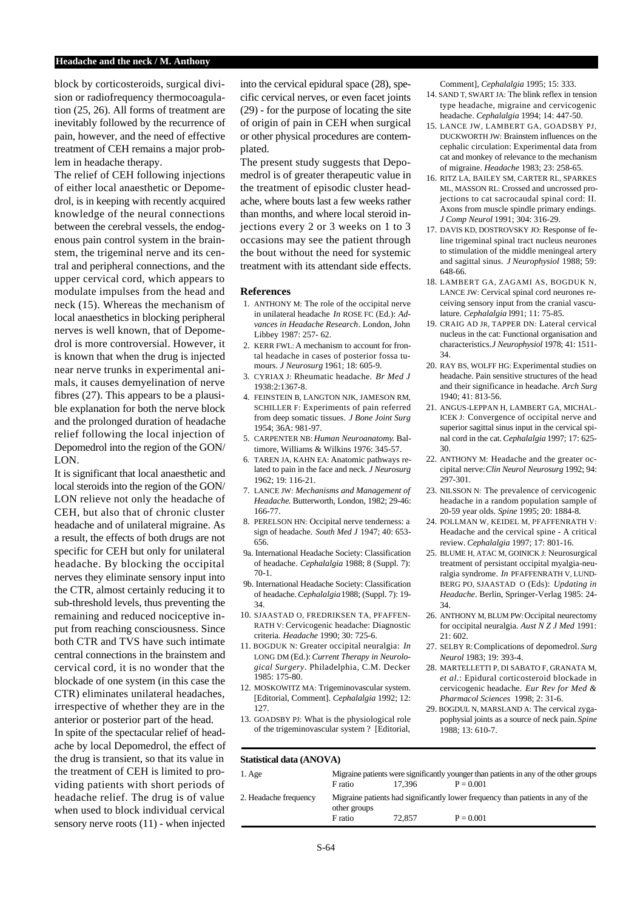block by corticosteroids, surgical division or radiofrequency thermocoagulation (25, 26). All forms of treatment are inevitably followed by the recurrence of pain, however, and the need of effective treatment of CEH remains a major problem in headache therapy.

The relief of CEH following injections of either local anaesthetic or Depomedrol, is in keeping with recently acquired knowledge of the neural connections between the cerebral vessels, the endogenous pain control system in the brainstem, the trigeminal nerve and its central and peripheral connections, and the upper cervical cord, which appears to modulate impulses from the head and neck (15). Whereas the mechanism of local anaesthetics in blocking peripheral nerves is well known, that of Depomedrol is more controversial. However, it is known that when the drug is injected near nerve trunks in experimental animals, it causes demyelination of nerve fibres (27). This appears to be a plausible explanation for both the nerve block and the prolonged duration of headache relief following the local injection of Depomedrol into the region of the GON/LON.

It is significant that local anaesthetic and local steroids into the region of the GON/LON relieve not only the headache of CEH, but also that of chronic cluster headache and of unilateral migraine. As a result, the effects of both drugs are not specific for CEH but only for unilateral headache. By blocking the occipital nerves they eliminate sensory input into the CTR, almost certainly reducing it to sub-threshold levels, thus preventing the remaining and reduced nociceptive input from reaching consciousness. Since both CTR and TVS have such intimate central connections in the brainstem and cervical cord, it is no wonder that the blockade of one system (in this case the CTR) eliminates unilateral headaches, irrespective of whether they are in the anterior or posterior part of the head.

In spite of the spectacular relief of headache by local Depomedrol, the effect of the drug is transient, so that its value in the treatment of CEH is limited to providing patients with short periods of headache relief. The drug is of value when used to block individual cervical sensory nerve roots (11) - when injected into the cervical epidural space (28), specific cervical nerves, or even facet joints (29) - for the purpose of locating the site of origin of pain in CEH when surgical or other physical procedures are contemplated.

The present study suggests that Depomedrol is of greater therapeutic value in the treatment of episodic cluster headache, where bouts last a few weeks rather than months, and where local steroid injections every 2 or 3 weeks on 1 to 3 occasions may see the patient through the bout without the need for systemic treatment with its attendant side effects.

## References

1. ANTHONY M: The role of the occipital nerve in unilateral headache *In* ROSE FC (Ed.): *Advances in Headache Research*. London, John Libbey 1987: 257- 62.
2. KERR FWL: A mechanism to account for frontal headache in cases of posterior fossa tumors. *J Neurosurg* 1961; 18: 605-9.
3. CYRIAX J: Rheumatic headache. *Br Med J* 1938:2:1367-8.
4. FEINSTEIN B, LANGTON NJK, JAMESON RM, SCHILLER F: Experiments of pain referred from deep somatic tissues. *J Bone Joint Surg* 1954; 36A: 981-97.
5. CARPENTER NB: *Human Neuroanatomy.* Baltimore, Williams & Wilkins 1976: 345-57.
6. TAREN JA, KAHN EA: Anatomic pathways related to pain in the face and neck. *J Neurosurg* 1962; 19: 116-21.
7. LANCE JW: *Mechanisms and Management of Headache.* Butterworth, London, 1982; 29-46: 166-77.
8. PERELSON HN: Occipital nerve tenderness: a sign of headache. *South Med J* 1947; 40: 653-656.

9a. International Headache Society: Classification of headache. *Cephalalgia* 1988; 8 (Suppl. 7): 70-1.

9b. International Headache Society: Classification of headache. *Cephalalgia* 1988; (Suppl. 7): 19-34.

10. SJAASTAD O, FREDRIKSEN TA, PFAFFENRATH V: Cervicogenic headache: Diagnostic criteria. *Headache* 1990; 30: 725-6.
11. BOGDUK N: Greater occipital neuralgia: *In* LONG DM (Ed.): *Current Therapy in Neurological Surgery*. Philadelphia, C.M. Decker 1985: 175-80.
12. MOSKOWITZ MA: Trigeminovascular system. [Editorial, Comment]. *Cephalalgia* 1992; 12: 127.
13. GOADSBY PJ: What is the physiological role of the trigeminovascular system ? [Editorial, Comment], *Cephalalgia* 1995; 15: 333.
14. SAND T, SWART JA: The blink reflex in tension type headache, migraine and cervicogenic headache. *Cephalalgia* 1994; 14: 447-50.
15. LANCE JW, LAMBERT GA, GOADSBY PJ, DUCKWORTH JW: Brainstem influences on the cephalic circulation: Experimental data from cat and monkey of relevance to the mechanism of migraine. *Headache* 1983; 23: 258-65.
16. RITZ LA, BAILEY SM, CARTER RL, SPARKES ML, MASSON RL: Crossed and uncrossed projections to cat sacrocaudal spinal cord: II. Axons from muscle spindle primary endings. *J Comp Neurol* 1991; 304: 316-29.
17. DAVIS KD, DOSTROVSKY JO: Response of feline trigeminal spinal tract nucleus neurones to stimulation of the middle meningeal artery and sagittal sinus. *J Neurophysiol* 1988; 59: 648-66.
18. LAMBERT GA, ZAGAMI AS, BOGDUK N, LANCE JW: Cervical spinal cord neurones receiving sensory input from the cranial vasculature. *Cephalalgia* l991; 11: 75-85.
19. CRAIG AD JR, TAPPER DN: Lateral cervical nucleus in the cat: Functional organisation and characteristics. *J Neurophysiol* 1978; 41: 1511-34.
20. RAY BS, WOLFF HG: Experimental studies on headache. Pain sensitive structures of the head and their significance in headache. *Arch Surg* 1940; 41: 813-56.
21. ANGUS-LEPPAN H, LAMBERT GA, MICHALICEK J: Convergence of occipital nerve and superior sagittal sinus input in the cervical spinal cord in the cat. *Cephalalgia* 1997; 17: 625-30.
22. ANTHONY M: Headache and the greater occipital nerve: *Clin Neurol Neurosurg* 1992; 94: 297-301.
23. NILSSON N: The prevalence of cervicogenic headache in a random population sample of 20-59 year olds. *Spine* 1995; 20: 1884-8.
24. POLLMAN W, KEIDEL M, PFAFFENRATH V: Headache and the cervical spine - A critical review. *Cephalalgia* 1997; 17: 801-16.
25. BLUME H, ATAC M, GOINICK J: Neurosurgical treatment of persistant occipital myalgia-neuralgia syndrome. *In* PFAFFENRATH V, LUNDBERG PO, SJAASTAD O (Eds): *Updating in Headache*. Berlin, Springer-Verlag 1985: 24-34.
26. ANTHONY M, BLUM PW: Occipital neurectomy for occipital neuralgia. *Aust N Z J Med* 1991: 21: 602.
27. SELBY R: Complications of depomedrol. *Surg Neurol* 1983; 19: 393-4.
28. MARTELLETTI P, DI SABATO F, GRANATA M, *et al.*: Epidural corticosteroid blockade in cervicogenic headache. *Eur Rev for Med & Pharmacol Sciences* 1998; 2: 31-6.
29. BOGDUL N, MARSLAND A: The cervical zygapophysial joints as a source of neck pain. *Spine* 1988; 13: 610-7.

**Statistical data (ANOVA)**

| | | | |
|---|---|---|---|
| 1. Age | Migraine patients were significantly younger than patients in any of the other groups | | |
| | F ratio | 17.396 | P = 0.001 |
| 2. Headache frequency | Migraine patients had significantly lower frequency than patients in any of the other groups | | |
| | F ratio | 72.857 | P = 0.001 |